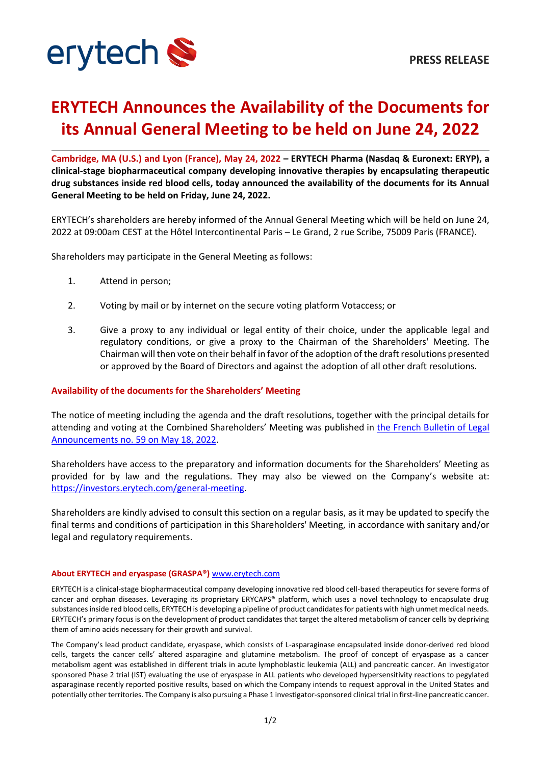erytech

PRESS RELEASE

# ERYTECH Announces the Availability of the Documents for its Annual General Meeting to be held on June 24, 2022

**Cambridge, MA (U.S.) and Lyon (France), May 24, 2022 – ERYTECH Pharma (Nasdaq & Euronext: ERYP), a clinical-stage biopharmaceutical company developing innovative therapies by encapsulating therapeutic drug substances inside red blood cells, today announced the availability of the documents for its Annual General Meeting to be held on Friday, June 24, 2022.**

ERYTECH's shareholders are hereby informed of the Annual General Meeting which will be held on June 24, 2022 at 09:00am CEST at the Hôtel Intercontinental Paris – Le Grand, 2 rue Scribe, 75009 Paris (FRANCE).

Shareholders may participate in the General Meeting as follows:

1. Attend in person;
2. Voting by mail or by internet on the secure voting platform Votaccess; or
3. Give a proxy to any individual or legal entity of their choice, under the applicable legal and regulatory conditions, or give a proxy to the Chairman of the Shareholders' Meeting. The Chairman will then vote on their behalf in favor of the adoption of the draft resolutions presented or approved by the Board of Directors and against the adoption of all other draft resolutions.

## Availability of the documents for the Shareholders' Meeting

The notice of meeting including the agenda and the draft resolutions, together with the principal details for attending and voting at the Combined Shareholders' Meeting was published in the French Bulletin of Legal Announcements no. 59 on May 18, 2022.

Shareholders have access to the preparatory and information documents for the Shareholders' Meeting as provided for by law and the regulations. They may also be viewed on the Company's website at: https://investors.erytech.com/general-meeting.

Shareholders are kindly advised to consult this section on a regular basis, as it may be updated to specify the final terms and conditions of participation in this Shareholders' Meeting, in accordance with sanitary and/or legal and regulatory requirements.

#### About ERYTECH and eryaspase (GRASPA®) www.erytech.com

ERYTECH is a clinical-stage biopharmaceutical company developing innovative red blood cell-based therapeutics for severe forms of cancer and orphan diseases. Leveraging its proprietary ERYCAPS® platform, which uses a novel technology to encapsulate drug substances inside red blood cells, ERYTECH is developing a pipeline of product candidates for patients with high unmet medical needs. ERYTECH's primary focus is on the development of product candidates that target the altered metabolism of cancer cells by depriving them of amino acids necessary for their growth and survival.

The Company's lead product candidate, eryaspase, which consists of L-asparaginase encapsulated inside donor-derived red blood cells, targets the cancer cells' altered asparagine and glutamine metabolism. The proof of concept of eryaspase as a cancer metabolism agent was established in different trials in acute lymphoblastic leukemia (ALL) and pancreatic cancer. An investigator sponsored Phase 2 trial (IST) evaluating the use of eryaspase in ALL patients who developed hypersensitivity reactions to pegylated asparaginase recently reported positive results, based on which the Company intends to request approval in the United States and potentially other territories. The Company is also pursuing a Phase 1 investigator-sponsored clinical trial in first-line pancreatic cancer.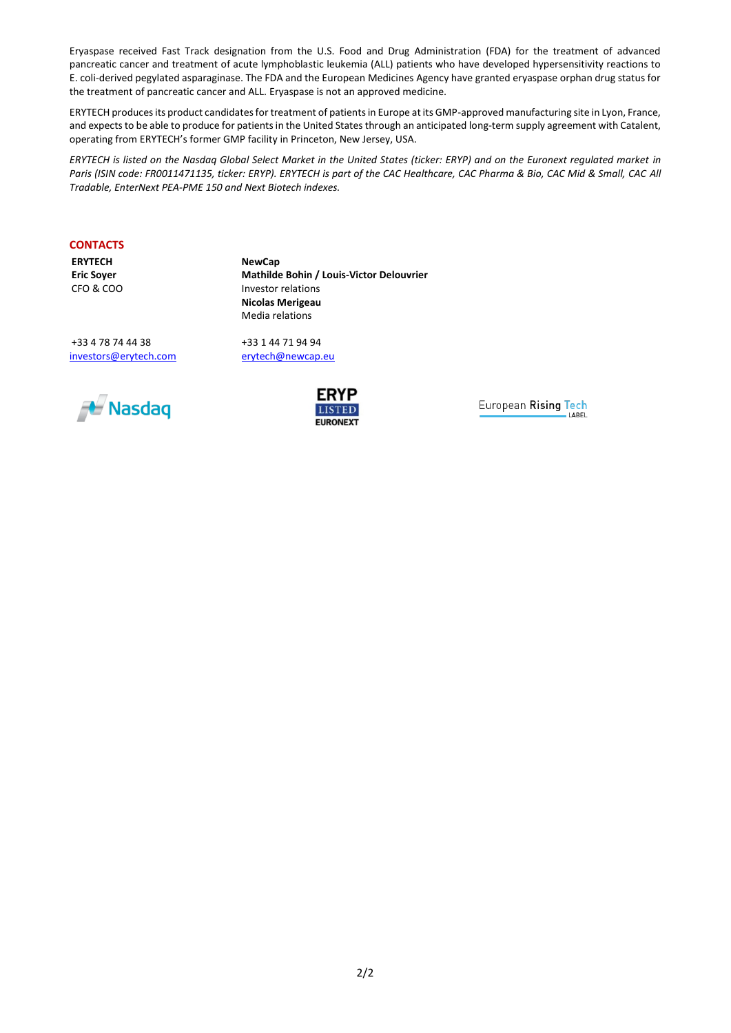Eryaspase received Fast Track designation from the U.S. Food and Drug Administration (FDA) for the treatment of advanced pancreatic cancer and treatment of acute lymphoblastic leukemia (ALL) patients who have developed hypersensitivity reactions to E. coli-derived pegylated asparaginase. The FDA and the European Medicines Agency have granted eryaspase orphan drug status for the treatment of pancreatic cancer and ALL. Eryaspase is not an approved medicine.

ERYTECH produces its product candidates for treatment of patients in Europe at its GMP-approved manufacturing site in Lyon, France, and expects to be able to produce for patients in the United States through an anticipated long-term supply agreement with Catalent, operating from ERYTECH's former GMP facility in Princeton, New Jersey, USA.

*ERYTECH is listed on the Nasdaq Global Select Market in the United States (ticker: ERYP) and on the Euronext regulated market in Paris (ISIN code: FR0011471135, ticker: ERYP). ERYTECH is part of the CAC Healthcare, CAC Pharma & Bio, CAC Mid & Small, CAC All Tradable, EnterNext PEA-PME 150 and Next Biotech indexes.*

## CONTACTS

| | |
|---|---|
| **ERYTECH**<br>**Eric Soyer**<br>CFO & COO | **NewCap**<br>**Mathilde Bohin / Louis-Victor Delouvrier**<br>Investor relations<br>**Nicolas Merigeau**<br>Media relations |
| +33 4 78 74 44 38<br>investors@erytech.com | +33 1 44 71 94 94<br>erytech@newcap.eu |

Nasdaq

ERYP LISTED EURONEXT

European Rising Tech LABEL